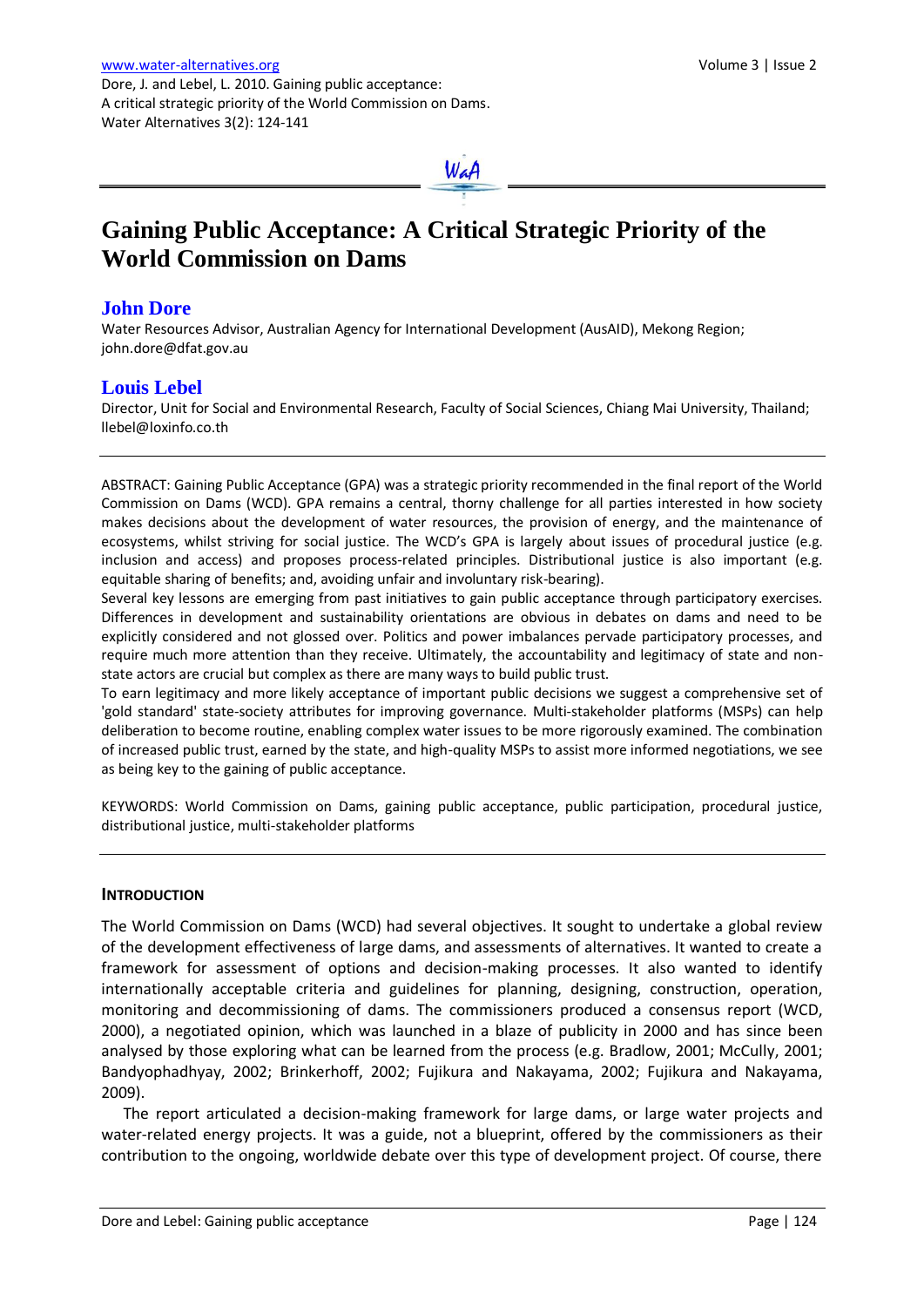www.water-alternatives.org

Dore, J. and Lebel, L. 2010. Gaining public acceptance: A critical strategic priority of the World Commission on Dams. Water Alternatives 3(2): 124-141

# Gaining Public Acceptance: A Critical Strategic Priority of the World Commission on Dams

## John Dore

Water Resources Advisor, Australian Agency for International Development (AusAID), Mekong Region; john.dore@dfat.gov.au

## Louis Lebel

Director, Unit for Social and Environmental Research, Faculty of Social Sciences, Chiang Mai University, Thailand; llebel@loxinfo.co.th

ABSTRACT: Gaining Public Acceptance (GPA) was a strategic priority recommended in the final report of the World Commission on Dams (WCD). GPA remains a central, thorny challenge for all parties interested in how society makes decisions about the development of water resources, the provision of energy, and the maintenance of ecosystems, whilst striving for social justice. The WCD's GPA is largely about issues of procedural justice (e.g. inclusion and access) and proposes process-related principles. Distributional justice is also important (e.g. equitable sharing of benefits; and, avoiding unfair and involuntary risk-bearing).

Several key lessons are emerging from past initiatives to gain public acceptance through participatory exercises. Differences in development and sustainability orientations are obvious in debates on dams and need to be explicitly considered and not glossed over. Politics and power imbalances pervade participatory processes, and require much more attention than they receive. Ultimately, the accountability and legitimacy of state and non-state actors are crucial but complex as there are many ways to build public trust.

To earn legitimacy and more likely acceptance of important public decisions we suggest a comprehensive set of 'gold standard' state-society attributes for improving governance. Multi-stakeholder platforms (MSPs) can help deliberation to become routine, enabling complex water issues to be more rigorously examined. The combination of increased public trust, earned by the state, and high-quality MSPs to assist more informed negotiations, we see as being key to the gaining of public acceptance.

KEYWORDS: World Commission on Dams, gaining public acceptance, public participation, procedural justice, distributional justice, multi-stakeholder platforms

## INTRODUCTION

The World Commission on Dams (WCD) had several objectives. It sought to undertake a global review of the development effectiveness of large dams, and assessments of alternatives. It wanted to create a framework for assessment of options and decision-making processes. It also wanted to identify internationally acceptable criteria and guidelines for planning, designing, construction, operation, monitoring and decommissioning of dams. The commissioners produced a consensus report (WCD, 2000), a negotiated opinion, which was launched in a blaze of publicity in 2000 and has since been analysed by those exploring what can be learned from the process (e.g. Bradlow, 2001; McCully, 2001; Bandyophadhyay, 2002; Brinkerhoff, 2002; Fujikura and Nakayama, 2002; Fujikura and Nakayama, 2009).

The report articulated a decision-making framework for large dams, or large water projects and water-related energy projects. It was a guide, not a blueprint, offered by the commissioners as their contribution to the ongoing, worldwide debate over this type of development project. Of course, there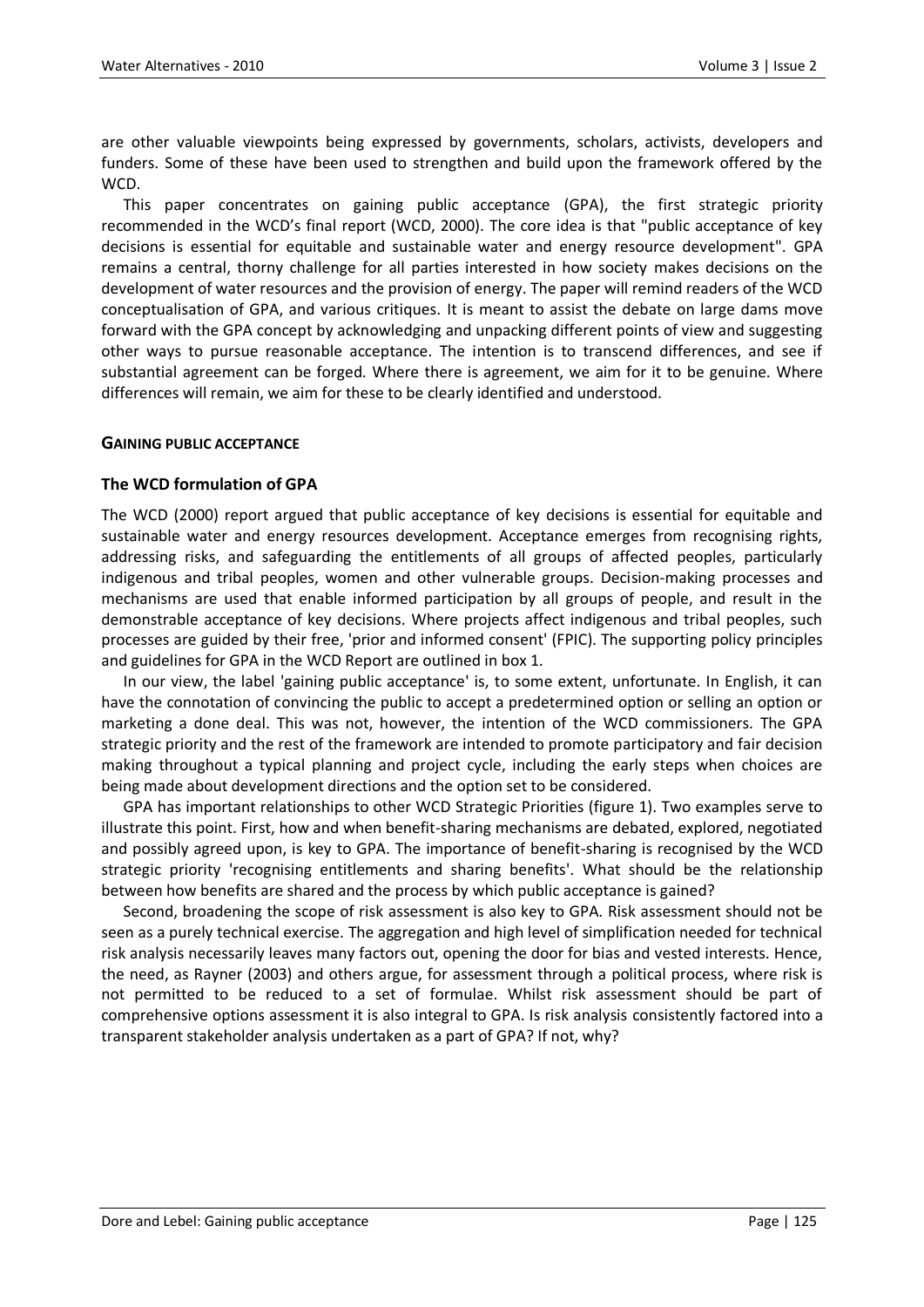are other valuable viewpoints being expressed by governments, scholars, activists, developers and funders. Some of these have been used to strengthen and build upon the framework offered by the WCD.

This paper concentrates on gaining public acceptance (GPA), the first strategic priority recommended in the WCD's final report (WCD, 2000). The core idea is that "public acceptance of key decisions is essential for equitable and sustainable water and energy resource development". GPA remains a central, thorny challenge for all parties interested in how society makes decisions on the development of water resources and the provision of energy. The paper will remind readers of the WCD conceptualisation of GPA, and various critiques. It is meant to assist the debate on large dams move forward with the GPA concept by acknowledging and unpacking different points of view and suggesting other ways to pursue reasonable acceptance. The intention is to transcend differences, and see if substantial agreement can be forged. Where there is agreement, we aim for it to be genuine. Where differences will remain, we aim for these to be clearly identified and understood.

## GAINING PUBLIC ACCEPTANCE

### The WCD formulation of GPA

The WCD (2000) report argued that public acceptance of key decisions is essential for equitable and sustainable water and energy resources development. Acceptance emerges from recognising rights, addressing risks, and safeguarding the entitlements of all groups of affected peoples, particularly indigenous and tribal peoples, women and other vulnerable groups. Decision-making processes and mechanisms are used that enable informed participation by all groups of people, and result in the demonstrable acceptance of key decisions. Where projects affect indigenous and tribal peoples, such processes are guided by their free, 'prior and informed consent' (FPIC). The supporting policy principles and guidelines for GPA in the WCD Report are outlined in box 1.

In our view, the label 'gaining public acceptance' is, to some extent, unfortunate. In English, it can have the connotation of convincing the public to accept a predetermined option or selling an option or marketing a done deal. This was not, however, the intention of the WCD commissioners. The GPA strategic priority and the rest of the framework are intended to promote participatory and fair decision making throughout a typical planning and project cycle, including the early steps when choices are being made about development directions and the option set to be considered.

GPA has important relationships to other WCD Strategic Priorities (figure 1). Two examples serve to illustrate this point. First, how and when benefit-sharing mechanisms are debated, explored, negotiated and possibly agreed upon, is key to GPA. The importance of benefit-sharing is recognised by the WCD strategic priority 'recognising entitlements and sharing benefits'. What should be the relationship between how benefits are shared and the process by which public acceptance is gained?

Second, broadening the scope of risk assessment is also key to GPA. Risk assessment should not be seen as a purely technical exercise. The aggregation and high level of simplification needed for technical risk analysis necessarily leaves many factors out, opening the door for bias and vested interests. Hence, the need, as Rayner (2003) and others argue, for assessment through a political process, where risk is not permitted to be reduced to a set of formulae. Whilst risk assessment should be part of comprehensive options assessment it is also integral to GPA. Is risk analysis consistently factored into a transparent stakeholder analysis undertaken as a part of GPA? If not, why?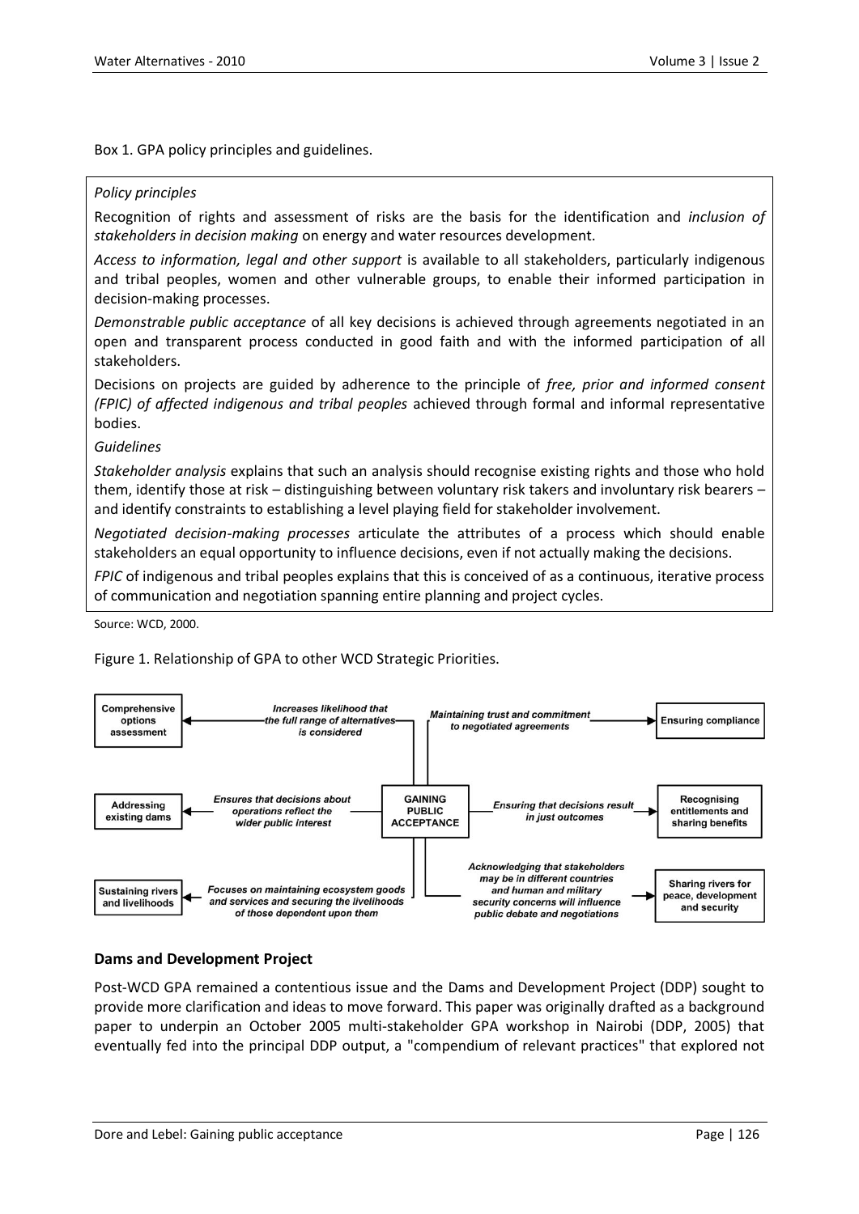Box 1. GPA policy principles and guidelines.

*Policy principles*

Recognition of rights and assessment of risks are the basis for the identification and *inclusion of stakeholders in decision making* on energy and water resources development.

*Access to information, legal and other support* is available to all stakeholders, particularly indigenous and tribal peoples, women and other vulnerable groups, to enable their informed participation in decision-making processes.

*Demonstrable public acceptance* of all key decisions is achieved through agreements negotiated in an open and transparent process conducted in good faith and with the informed participation of all stakeholders.

Decisions on projects are guided by adherence to the principle of *free, prior and informed consent (FPIC) of affected indigenous and tribal peoples* achieved through formal and informal representative bodies.

*Guidelines*

*Stakeholder analysis* explains that such an analysis should recognise existing rights and those who hold them, identify those at risk – distinguishing between voluntary risk takers and involuntary risk bearers – and identify constraints to establishing a level playing field for stakeholder involvement.

*Negotiated decision-making processes* articulate the attributes of a process which should enable stakeholders an equal opportunity to influence decisions, even if not actually making the decisions.

*FPIC* of indigenous and tribal peoples explains that this is conceived of as a continuous, iterative process of communication and negotiation spanning entire planning and project cycles.

Source: WCD, 2000.

Figure 1. Relationship of GPA to other WCD Strategic Priorities.

| From | Relationship | To |
|---|---|---|
| GAINING PUBLIC ACCEPTANCE | Increases likelihood that the full range of alternatives is considered | Comprehensive options assessment |
| GAINING PUBLIC ACCEPTANCE | Ensures that decisions about operations reflect the wider public interest | Addressing existing dams |
| GAINING PUBLIC ACCEPTANCE | Focuses on maintaining ecosystem goods and services and securing the livelihoods of those dependent upon them | Sustaining rivers and livelihoods |
| GAINING PUBLIC ACCEPTANCE | Maintaining trust and commitment to negotiated agreements | Ensuring compliance |
| GAINING PUBLIC ACCEPTANCE | Ensuring that decisions result in just outcomes | Recognising entitlements and sharing benefits |
| GAINING PUBLIC ACCEPTANCE | Acknowledging that stakeholders may be in different countries and human and military security concerns will influence public debate and negotiations | Sharing rivers for peace, development and security |

## Dams and Development Project

Post-WCD GPA remained a contentious issue and the Dams and Development Project (DDP) sought to provide more clarification and ideas to move forward. This paper was originally drafted as a background paper to underpin an October 2005 multi-stakeholder GPA workshop in Nairobi (DDP, 2005) that eventually fed into the principal DDP output, a "compendium of relevant practices" that explored not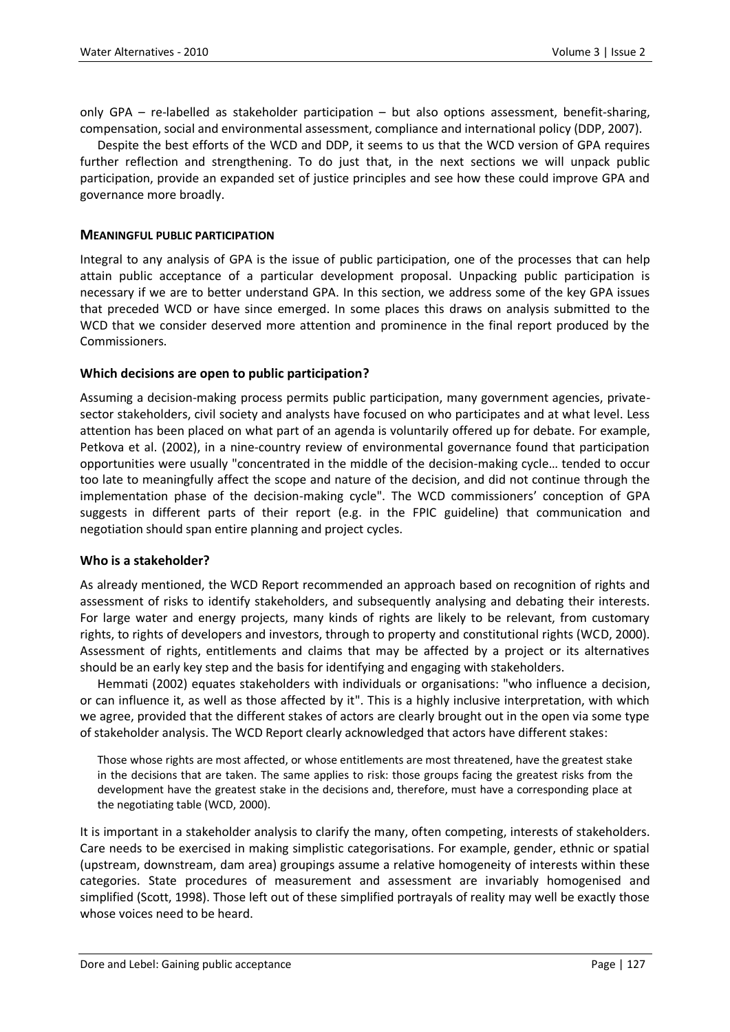only GPA – re-labelled as stakeholder participation – but also options assessment, benefit-sharing, compensation, social and environmental assessment, compliance and international policy (DDP, 2007).

Despite the best efforts of the WCD and DDP, it seems to us that the WCD version of GPA requires further reflection and strengthening. To do just that, in the next sections we will unpack public participation, provide an expanded set of justice principles and see how these could improve GPA and governance more broadly.

## MEANINGFUL PUBLIC PARTICIPATION

Integral to any analysis of GPA is the issue of public participation, one of the processes that can help attain public acceptance of a particular development proposal. Unpacking public participation is necessary if we are to better understand GPA. In this section, we address some of the key GPA issues that preceded WCD or have since emerged. In some places this draws on analysis submitted to the WCD that we consider deserved more attention and prominence in the final report produced by the Commissioners.

### Which decisions are open to public participation?

Assuming a decision-making process permits public participation, many government agencies, private-sector stakeholders, civil society and analysts have focused on who participates and at what level. Less attention has been placed on what part of an agenda is voluntarily offered up for debate. For example, Petkova et al. (2002), in a nine-country review of environmental governance found that participation opportunities were usually "concentrated in the middle of the decision-making cycle… tended to occur too late to meaningfully affect the scope and nature of the decision, and did not continue through the implementation phase of the decision-making cycle". The WCD commissioners' conception of GPA suggests in different parts of their report (e.g. in the FPIC guideline) that communication and negotiation should span entire planning and project cycles.

### Who is a stakeholder?

As already mentioned, the WCD Report recommended an approach based on recognition of rights and assessment of risks to identify stakeholders, and subsequently analysing and debating their interests. For large water and energy projects, many kinds of rights are likely to be relevant, from customary rights, to rights of developers and investors, through to property and constitutional rights (WCD, 2000). Assessment of rights, entitlements and claims that may be affected by a project or its alternatives should be an early key step and the basis for identifying and engaging with stakeholders.

Hemmati (2002) equates stakeholders with individuals or organisations: "who influence a decision, or can influence it, as well as those affected by it". This is a highly inclusive interpretation, with which we agree, provided that the different stakes of actors are clearly brought out in the open via some type of stakeholder analysis. The WCD Report clearly acknowledged that actors have different stakes:

> Those whose rights are most affected, or whose entitlements are most threatened, have the greatest stake in the decisions that are taken. The same applies to risk: those groups facing the greatest risks from the development have the greatest stake in the decisions and, therefore, must have a corresponding place at the negotiating table (WCD, 2000).

It is important in a stakeholder analysis to clarify the many, often competing, interests of stakeholders. Care needs to be exercised in making simplistic categorisations. For example, gender, ethnic or spatial (upstream, downstream, dam area) groupings assume a relative homogeneity of interests within these categories. State procedures of measurement and assessment are invariably homogenised and simplified (Scott, 1998). Those left out of these simplified portrayals of reality may well be exactly those whose voices need to be heard.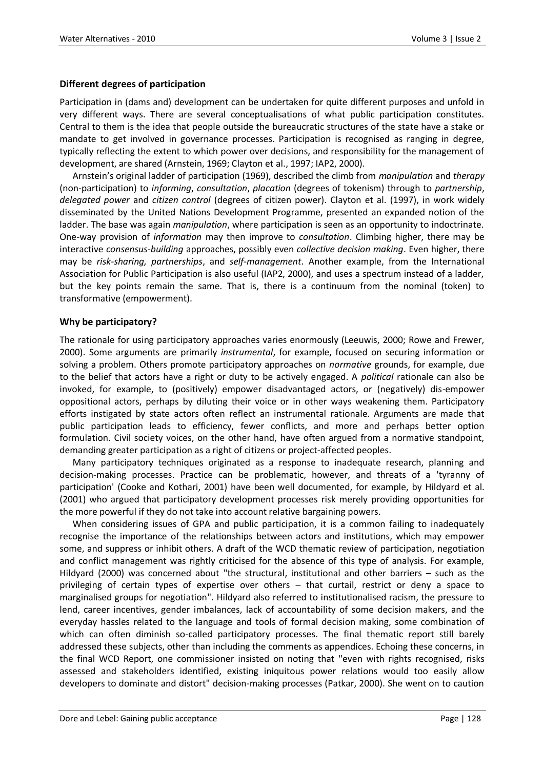## Different degrees of participation

Participation in (dams and) development can be undertaken for quite different purposes and unfold in very different ways. There are several conceptualisations of what public participation constitutes. Central to them is the idea that people outside the bureaucratic structures of the state have a stake or mandate to get involved in governance processes. Participation is recognised as ranging in degree, typically reflecting the extent to which power over decisions, and responsibility for the management of development, are shared (Arnstein, 1969; Clayton et al., 1997; IAP2, 2000).

Arnstein's original ladder of participation (1969), described the climb from *manipulation* and *therapy* (non-participation) to *informing*, *consultation*, *placation* (degrees of tokenism) through to *partnership*, *delegated power* and *citizen control* (degrees of citizen power). Clayton et al. (1997), in work widely disseminated by the United Nations Development Programme, presented an expanded notion of the ladder. The base was again *manipulation*, where participation is seen as an opportunity to indoctrinate. One-way provision of *information* may then improve to *consultation*. Climbing higher, there may be interactive *consensus-building* approaches, possibly even *collective decision making*. Even higher, there may be *risk-sharing, partnerships*, and *self-management*. Another example, from the International Association for Public Participation is also useful (IAP2, 2000), and uses a spectrum instead of a ladder, but the key points remain the same. That is, there is a continuum from the nominal (token) to transformative (empowerment).

## Why be participatory?

The rationale for using participatory approaches varies enormously (Leeuwis, 2000; Rowe and Frewer, 2000). Some arguments are primarily *instrumental*, for example, focused on securing information or solving a problem. Others promote participatory approaches on *normative* grounds, for example, due to the belief that actors have a right or duty to be actively engaged. A *political* rationale can also be invoked, for example, to (positively) empower disadvantaged actors, or (negatively) dis-empower oppositional actors, perhaps by diluting their voice or in other ways weakening them. Participatory efforts instigated by state actors often reflect an instrumental rationale. Arguments are made that public participation leads to efficiency, fewer conflicts, and more and perhaps better option formulation. Civil society voices, on the other hand, have often argued from a normative standpoint, demanding greater participation as a right of citizens or project-affected peoples.

Many participatory techniques originated as a response to inadequate research, planning and decision-making processes. Practice can be problematic, however, and threats of a 'tyranny of participation' (Cooke and Kothari, 2001) have been well documented, for example, by Hildyard et al. (2001) who argued that participatory development processes risk merely providing opportunities for the more powerful if they do not take into account relative bargaining powers.

When considering issues of GPA and public participation, it is a common failing to inadequately recognise the importance of the relationships between actors and institutions, which may empower some, and suppress or inhibit others. A draft of the WCD thematic review of participation, negotiation and conflict management was rightly criticised for the absence of this type of analysis. For example, Hildyard (2000) was concerned about "the structural, institutional and other barriers – such as the privileging of certain types of expertise over others – that curtail, restrict or deny a space to marginalised groups for negotiation". Hildyard also referred to institutionalised racism, the pressure to lend, career incentives, gender imbalances, lack of accountability of some decision makers, and the everyday hassles related to the language and tools of formal decision making, some combination of which can often diminish so-called participatory processes. The final thematic report still barely addressed these subjects, other than including the comments as appendices. Echoing these concerns, in the final WCD Report, one commissioner insisted on noting that "even with rights recognised, risks assessed and stakeholders identified, existing iniquitous power relations would too easily allow developers to dominate and distort" decision-making processes (Patkar, 2000). She went on to caution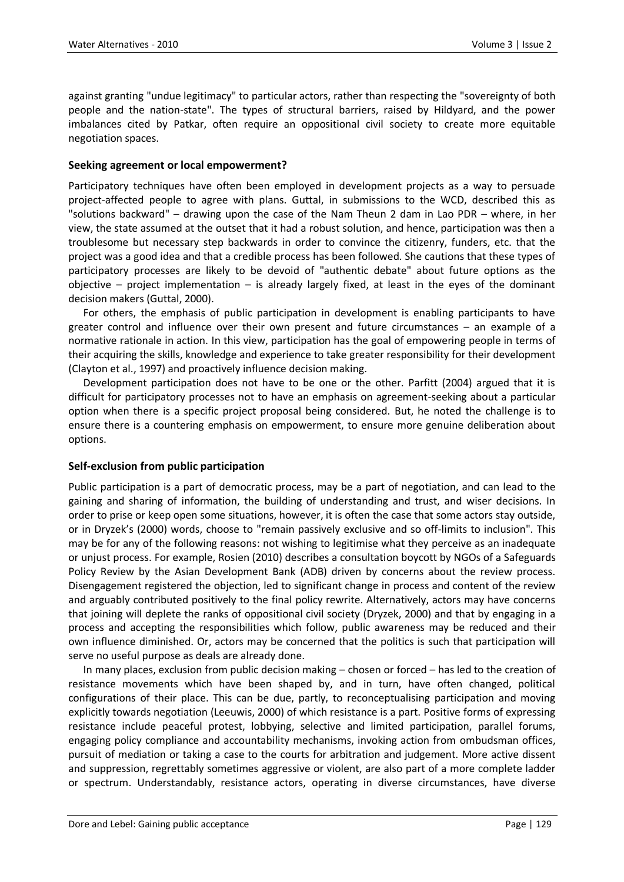against granting "undue legitimacy" to particular actors, rather than respecting the "sovereignty of both people and the nation-state". The types of structural barriers, raised by Hildyard, and the power imbalances cited by Patkar, often require an oppositional civil society to create more equitable negotiation spaces.

### Seeking agreement or local empowerment?

Participatory techniques have often been employed in development projects as a way to persuade project-affected people to agree with plans. Guttal, in submissions to the WCD, described this as "solutions backward" – drawing upon the case of the Nam Theun 2 dam in Lao PDR – where, in her view, the state assumed at the outset that it had a robust solution, and hence, participation was then a troublesome but necessary step backwards in order to convince the citizenry, funders, etc. that the project was a good idea and that a credible process has been followed. She cautions that these types of participatory processes are likely to be devoid of "authentic debate" about future options as the objective – project implementation – is already largely fixed, at least in the eyes of the dominant decision makers (Guttal, 2000).

For others, the emphasis of public participation in development is enabling participants to have greater control and influence over their own present and future circumstances – an example of a normative rationale in action. In this view, participation has the goal of empowering people in terms of their acquiring the skills, knowledge and experience to take greater responsibility for their development (Clayton et al., 1997) and proactively influence decision making.

Development participation does not have to be one or the other. Parfitt (2004) argued that it is difficult for participatory processes not to have an emphasis on agreement-seeking about a particular option when there is a specific project proposal being considered. But, he noted the challenge is to ensure there is a countering emphasis on empowerment, to ensure more genuine deliberation about options.

### Self-exclusion from public participation

Public participation is a part of democratic process, may be a part of negotiation, and can lead to the gaining and sharing of information, the building of understanding and trust, and wiser decisions. In order to prise or keep open some situations, however, it is often the case that some actors stay outside, or in Dryzek's (2000) words, choose to "remain passively exclusive and so off-limits to inclusion". This may be for any of the following reasons: not wishing to legitimise what they perceive as an inadequate or unjust process. For example, Rosien (2010) describes a consultation boycott by NGOs of a Safeguards Policy Review by the Asian Development Bank (ADB) driven by concerns about the review process. Disengagement registered the objection, led to significant change in process and content of the review and arguably contributed positively to the final policy rewrite. Alternatively, actors may have concerns that joining will deplete the ranks of oppositional civil society (Dryzek, 2000) and that by engaging in a process and accepting the responsibilities which follow, public awareness may be reduced and their own influence diminished. Or, actors may be concerned that the politics is such that participation will serve no useful purpose as deals are already done.

In many places, exclusion from public decision making – chosen or forced – has led to the creation of resistance movements which have been shaped by, and in turn, have often changed, political configurations of their place. This can be due, partly, to reconceptualising participation and moving explicitly towards negotiation (Leeuwis, 2000) of which resistance is a part. Positive forms of expressing resistance include peaceful protest, lobbying, selective and limited participation, parallel forums, engaging policy compliance and accountability mechanisms, invoking action from ombudsman offices, pursuit of mediation or taking a case to the courts for arbitration and judgement. More active dissent and suppression, regrettably sometimes aggressive or violent, are also part of a more complete ladder or spectrum. Understandably, resistance actors, operating in diverse circumstances, have diverse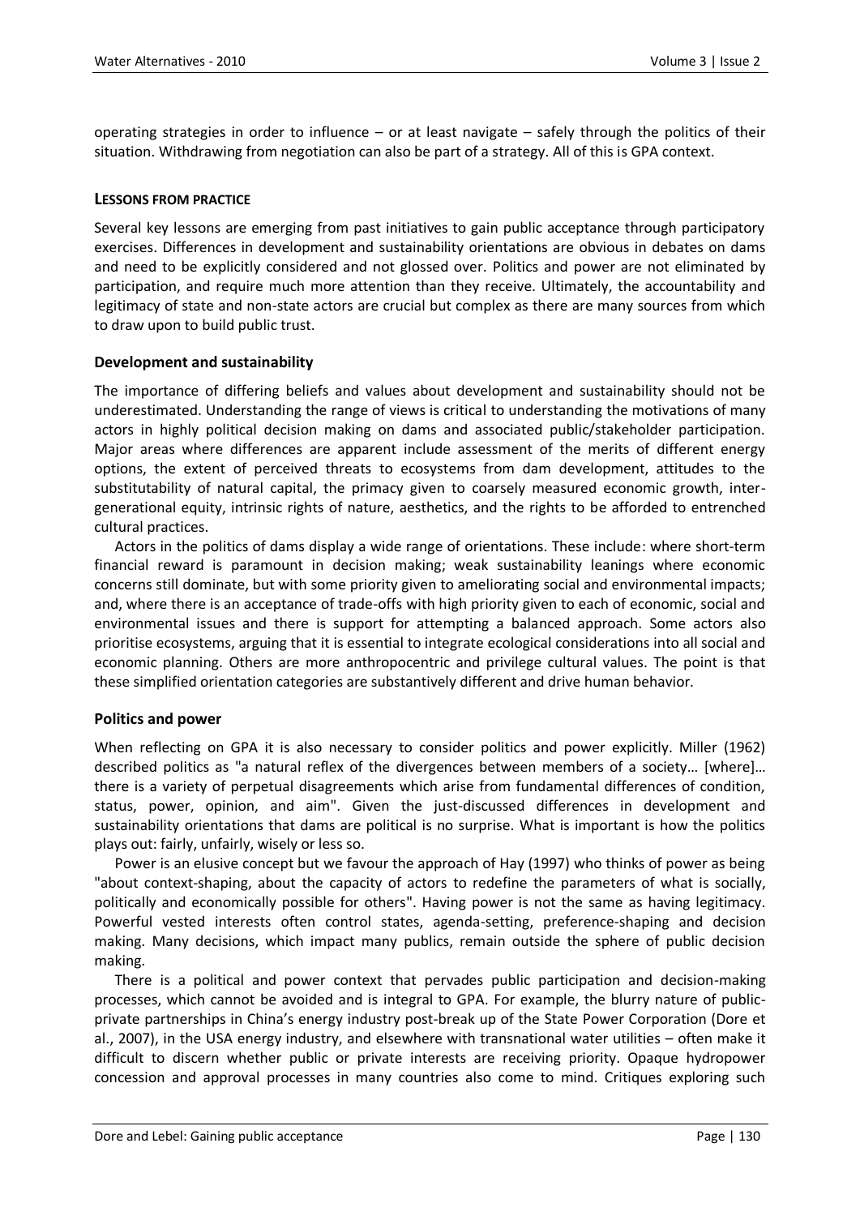operating strategies in order to influence – or at least navigate – safely through the politics of their situation. Withdrawing from negotiation can also be part of a strategy. All of this is GPA context.

## LESSONS FROM PRACTICE

Several key lessons are emerging from past initiatives to gain public acceptance through participatory exercises. Differences in development and sustainability orientations are obvious in debates on dams and need to be explicitly considered and not glossed over. Politics and power are not eliminated by participation, and require much more attention than they receive. Ultimately, the accountability and legitimacy of state and non-state actors are crucial but complex as there are many sources from which to draw upon to build public trust.

### Development and sustainability

The importance of differing beliefs and values about development and sustainability should not be underestimated. Understanding the range of views is critical to understanding the motivations of many actors in highly political decision making on dams and associated public/stakeholder participation. Major areas where differences are apparent include assessment of the merits of different energy options, the extent of perceived threats to ecosystems from dam development, attitudes to the substitutability of natural capital, the primacy given to coarsely measured economic growth, inter-generational equity, intrinsic rights of nature, aesthetics, and the rights to be afforded to entrenched cultural practices.

Actors in the politics of dams display a wide range of orientations. These include: where short-term financial reward is paramount in decision making; weak sustainability leanings where economic concerns still dominate, but with some priority given to ameliorating social and environmental impacts; and, where there is an acceptance of trade-offs with high priority given to each of economic, social and environmental issues and there is support for attempting a balanced approach. Some actors also prioritise ecosystems, arguing that it is essential to integrate ecological considerations into all social and economic planning. Others are more anthropocentric and privilege cultural values. The point is that these simplified orientation categories are substantively different and drive human behavior.

### Politics and power

When reflecting on GPA it is also necessary to consider politics and power explicitly. Miller (1962) described politics as "a natural reflex of the divergences between members of a society… [where]… there is a variety of perpetual disagreements which arise from fundamental differences of condition, status, power, opinion, and aim". Given the just-discussed differences in development and sustainability orientations that dams are political is no surprise. What is important is how the politics plays out: fairly, unfairly, wisely or less so.

Power is an elusive concept but we favour the approach of Hay (1997) who thinks of power as being "about context-shaping, about the capacity of actors to redefine the parameters of what is socially, politically and economically possible for others". Having power is not the same as having legitimacy. Powerful vested interests often control states, agenda-setting, preference-shaping and decision making. Many decisions, which impact many publics, remain outside the sphere of public decision making.

There is a political and power context that pervades public participation and decision-making processes, which cannot be avoided and is integral to GPA. For example, the blurry nature of public-private partnerships in China's energy industry post-break up of the State Power Corporation (Dore et al., 2007), in the USA energy industry, and elsewhere with transnational water utilities – often make it difficult to discern whether public or private interests are receiving priority. Opaque hydropower concession and approval processes in many countries also come to mind. Critiques exploring such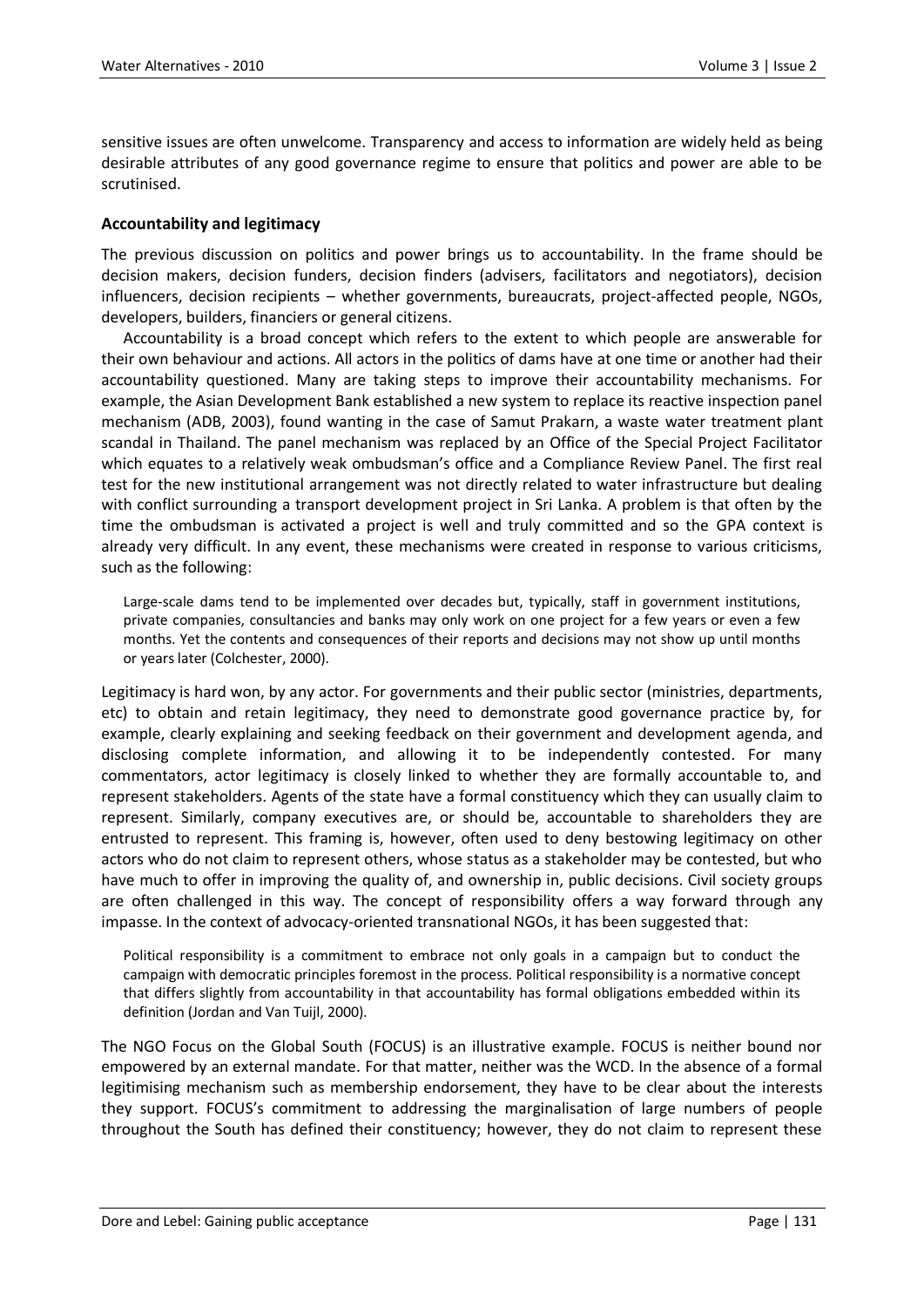sensitive issues are often unwelcome. Transparency and access to information are widely held as being desirable attributes of any good governance regime to ensure that politics and power are able to be scrutinised.

### Accountability and legitimacy

The previous discussion on politics and power brings us to accountability. In the frame should be decision makers, decision funders, decision finders (advisers, facilitators and negotiators), decision influencers, decision recipients – whether governments, bureaucrats, project-affected people, NGOs, developers, builders, financiers or general citizens.

Accountability is a broad concept which refers to the extent to which people are answerable for their own behaviour and actions. All actors in the politics of dams have at one time or another had their accountability questioned. Many are taking steps to improve their accountability mechanisms. For example, the Asian Development Bank established a new system to replace its reactive inspection panel mechanism (ADB, 2003), found wanting in the case of Samut Prakarn, a waste water treatment plant scandal in Thailand. The panel mechanism was replaced by an Office of the Special Project Facilitator which equates to a relatively weak ombudsman's office and a Compliance Review Panel. The first real test for the new institutional arrangement was not directly related to water infrastructure but dealing with conflict surrounding a transport development project in Sri Lanka. A problem is that often by the time the ombudsman is activated a project is well and truly committed and so the GPA context is already very difficult. In any event, these mechanisms were created in response to various criticisms, such as the following:

> Large-scale dams tend to be implemented over decades but, typically, staff in government institutions, private companies, consultancies and banks may only work on one project for a few years or even a few months. Yet the contents and consequences of their reports and decisions may not show up until months or years later (Colchester, 2000).

Legitimacy is hard won, by any actor. For governments and their public sector (ministries, departments, etc) to obtain and retain legitimacy, they need to demonstrate good governance practice by, for example, clearly explaining and seeking feedback on their government and development agenda, and disclosing complete information, and allowing it to be independently contested. For many commentators, actor legitimacy is closely linked to whether they are formally accountable to, and represent stakeholders. Agents of the state have a formal constituency which they can usually claim to represent. Similarly, company executives are, or should be, accountable to shareholders they are entrusted to represent. This framing is, however, often used to deny bestowing legitimacy on other actors who do not claim to represent others, whose status as a stakeholder may be contested, but who have much to offer in improving the quality of, and ownership in, public decisions. Civil society groups are often challenged in this way. The concept of responsibility offers a way forward through any impasse. In the context of advocacy-oriented transnational NGOs, it has been suggested that:

> Political responsibility is a commitment to embrace not only goals in a campaign but to conduct the campaign with democratic principles foremost in the process. Political responsibility is a normative concept that differs slightly from accountability in that accountability has formal obligations embedded within its definition (Jordan and Van Tuijl, 2000).

The NGO Focus on the Global South (FOCUS) is an illustrative example. FOCUS is neither bound nor empowered by an external mandate. For that matter, neither was the WCD. In the absence of a formal legitimising mechanism such as membership endorsement, they have to be clear about the interests they support. FOCUS's commitment to addressing the marginalisation of large numbers of people throughout the South has defined their constituency; however, they do not claim to represent these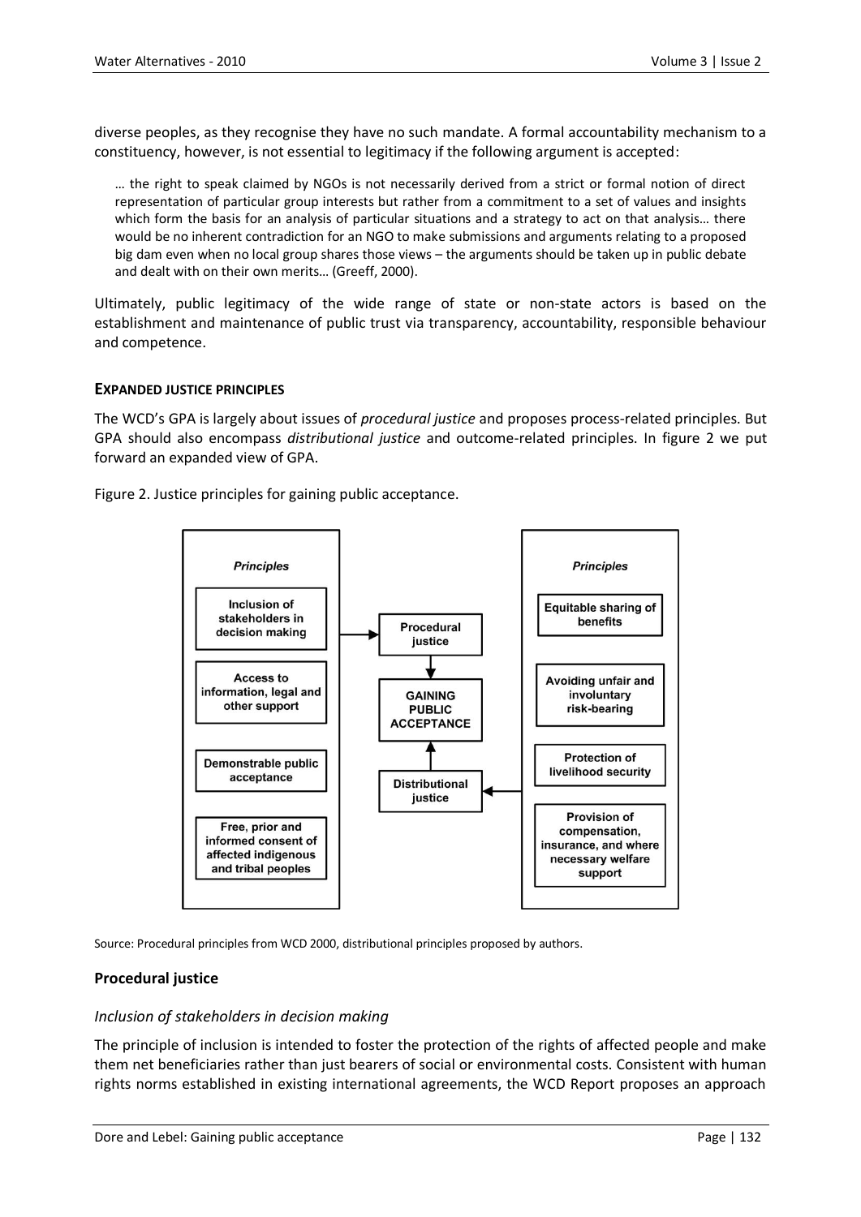diverse peoples, as they recognise they have no such mandate. A formal accountability mechanism to a constituency, however, is not essential to legitimacy if the following argument is accepted:

> … the right to speak claimed by NGOs is not necessarily derived from a strict or formal notion of direct representation of particular group interests but rather from a commitment to a set of values and insights which form the basis for an analysis of particular situations and a strategy to act on that analysis… there would be no inherent contradiction for an NGO to make submissions and arguments relating to a proposed big dam even when no local group shares those views – the arguments should be taken up in public debate and dealt with on their own merits… (Greeff, 2000).

Ultimately, public legitimacy of the wide range of state or non-state actors is based on the establishment and maintenance of public trust via transparency, accountability, responsible behaviour and competence.

## EXPANDED JUSTICE PRINCIPLES

The WCD's GPA is largely about issues of *procedural justice* and proposes process-related principles. But GPA should also encompass *distributional justice* and outcome-related principles. In figure 2 we put forward an expanded view of GPA.

Figure 2. Justice principles for gaining public acceptance.

| Principles (Procedural justice) | Principles (Distributional justice) |
| --- | --- |
| Inclusion of stakeholders in decision making | Equitable sharing of benefits |
| Access to information, legal and other support | Avoiding unfair and involuntary risk-bearing |
| Demonstrable public acceptance | Protection of livelihood security |
| Free, prior and informed consent of affected indigenous and tribal peoples | Provision of compensation, insurance, and where necessary welfare support |

Procedural justice → GAINING PUBLIC ACCEPTANCE ← Distributional justice

Source: Procedural principles from WCD 2000, distributional principles proposed by authors.

### Procedural justice

#### *Inclusion of stakeholders in decision making*

The principle of inclusion is intended to foster the protection of the rights of affected people and make them net beneficiaries rather than just bearers of social or environmental costs. Consistent with human rights norms established in existing international agreements, the WCD Report proposes an approach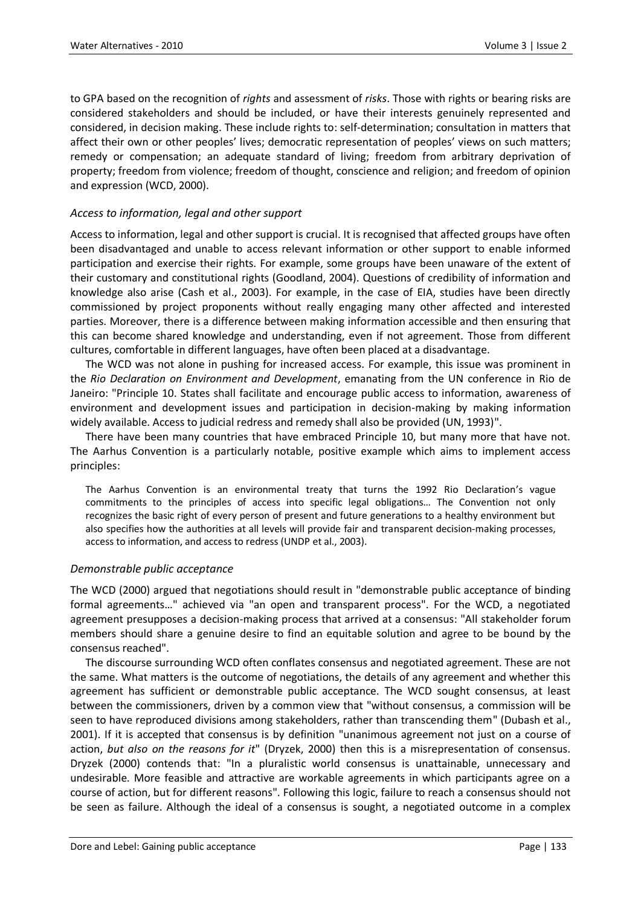to GPA based on the recognition of *rights* and assessment of *risks*. Those with rights or bearing risks are considered stakeholders and should be included, or have their interests genuinely represented and considered, in decision making. These include rights to: self-determination; consultation in matters that affect their own or other peoples' lives; democratic representation of peoples' views on such matters; remedy or compensation; an adequate standard of living; freedom from arbitrary deprivation of property; freedom from violence; freedom of thought, conscience and religion; and freedom of opinion and expression (WCD, 2000).

### *Access to information, legal and other support*

Access to information, legal and other support is crucial. It is recognised that affected groups have often been disadvantaged and unable to access relevant information or other support to enable informed participation and exercise their rights. For example, some groups have been unaware of the extent of their customary and constitutional rights (Goodland, 2004). Questions of credibility of information and knowledge also arise (Cash et al., 2003). For example, in the case of EIA, studies have been directly commissioned by project proponents without really engaging many other affected and interested parties. Moreover, there is a difference between making information accessible and then ensuring that this can become shared knowledge and understanding, even if not agreement. Those from different cultures, comfortable in different languages, have often been placed at a disadvantage.

The WCD was not alone in pushing for increased access. For example, this issue was prominent in the *Rio Declaration on Environment and Development*, emanating from the UN conference in Rio de Janeiro: "Principle 10. States shall facilitate and encourage public access to information, awareness of environment and development issues and participation in decision-making by making information widely available. Access to judicial redress and remedy shall also be provided (UN, 1993)".

There have been many countries that have embraced Principle 10, but many more that have not. The Aarhus Convention is a particularly notable, positive example which aims to implement access principles:

> The Aarhus Convention is an environmental treaty that turns the 1992 Rio Declaration's vague commitments to the principles of access into specific legal obligations… The Convention not only recognizes the basic right of every person of present and future generations to a healthy environment but also specifies how the authorities at all levels will provide fair and transparent decision-making processes, access to information, and access to redress (UNDP et al., 2003).

### *Demonstrable public acceptance*

The WCD (2000) argued that negotiations should result in "demonstrable public acceptance of binding formal agreements…" achieved via "an open and transparent process". For the WCD, a negotiated agreement presupposes a decision-making process that arrived at a consensus: "All stakeholder forum members should share a genuine desire to find an equitable solution and agree to be bound by the consensus reached".

The discourse surrounding WCD often conflates consensus and negotiated agreement. These are not the same. What matters is the outcome of negotiations, the details of any agreement and whether this agreement has sufficient or demonstrable public acceptance. The WCD sought consensus, at least between the commissioners, driven by a common view that "without consensus, a commission will be seen to have reproduced divisions among stakeholders, rather than transcending them" (Dubash et al., 2001). If it is accepted that consensus is by definition "unanimous agreement not just on a course of action, *but also on the reasons for it*" (Dryzek, 2000) then this is a misrepresentation of consensus. Dryzek (2000) contends that: "In a pluralistic world consensus is unattainable, unnecessary and undesirable. More feasible and attractive are workable agreements in which participants agree on a course of action, but for different reasons". Following this logic, failure to reach a consensus should not be seen as failure. Although the ideal of a consensus is sought, a negotiated outcome in a complex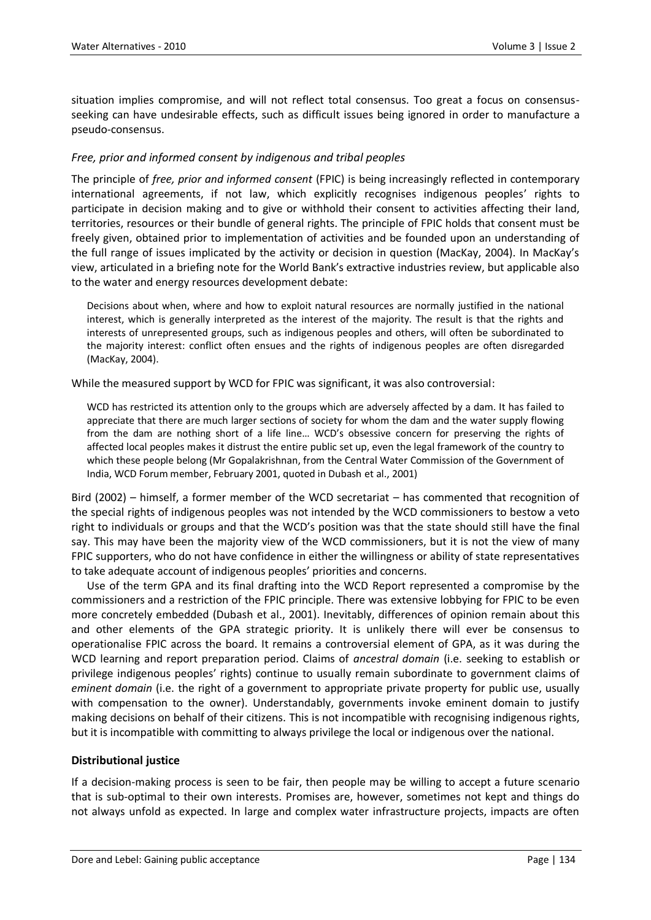situation implies compromise, and will not reflect total consensus. Too great a focus on consensus-seeking can have undesirable effects, such as difficult issues being ignored in order to manufacture a pseudo-consensus.

### *Free, prior and informed consent by indigenous and tribal peoples*

The principle of *free, prior and informed consent* (FPIC) is being increasingly reflected in contemporary international agreements, if not law, which explicitly recognises indigenous peoples' rights to participate in decision making and to give or withhold their consent to activities affecting their land, territories, resources or their bundle of general rights. The principle of FPIC holds that consent must be freely given, obtained prior to implementation of activities and be founded upon an understanding of the full range of issues implicated by the activity or decision in question (MacKay, 2004). In MacKay's view, articulated in a briefing note for the World Bank's extractive industries review, but applicable also to the water and energy resources development debate:

> Decisions about when, where and how to exploit natural resources are normally justified in the national interest, which is generally interpreted as the interest of the majority. The result is that the rights and interests of unrepresented groups, such as indigenous peoples and others, will often be subordinated to the majority interest: conflict often ensues and the rights of indigenous peoples are often disregarded (MacKay, 2004).

While the measured support by WCD for FPIC was significant, it was also controversial:

> WCD has restricted its attention only to the groups which are adversely affected by a dam. It has failed to appreciate that there are much larger sections of society for whom the dam and the water supply flowing from the dam are nothing short of a life line… WCD's obsessive concern for preserving the rights of affected local peoples makes it distrust the entire public set up, even the legal framework of the country to which these people belong (Mr Gopalakrishnan, from the Central Water Commission of the Government of India, WCD Forum member, February 2001, quoted in Dubash et al., 2001)

Bird (2002) – himself, a former member of the WCD secretariat – has commented that recognition of the special rights of indigenous peoples was not intended by the WCD commissioners to bestow a veto right to individuals or groups and that the WCD's position was that the state should still have the final say. This may have been the majority view of the WCD commissioners, but it is not the view of many FPIC supporters, who do not have confidence in either the willingness or ability of state representatives to take adequate account of indigenous peoples' priorities and concerns.

Use of the term GPA and its final drafting into the WCD Report represented a compromise by the commissioners and a restriction of the FPIC principle. There was extensive lobbying for FPIC to be even more concretely embedded (Dubash et al., 2001). Inevitably, differences of opinion remain about this and other elements of the GPA strategic priority. It is unlikely there will ever be consensus to operationalise FPIC across the board. It remains a controversial element of GPA, as it was during the WCD learning and report preparation period. Claims of *ancestral domain* (i.e. seeking to establish or privilege indigenous peoples' rights) continue to usually remain subordinate to government claims of *eminent domain* (i.e. the right of a government to appropriate private property for public use, usually with compensation to the owner). Understandably, governments invoke eminent domain to justify making decisions on behalf of their citizens. This is not incompatible with recognising indigenous rights, but it is incompatible with committing to always privilege the local or indigenous over the national.

## Distributional justice

If a decision-making process is seen to be fair, then people may be willing to accept a future scenario that is sub-optimal to their own interests. Promises are, however, sometimes not kept and things do not always unfold as expected. In large and complex water infrastructure projects, impacts are often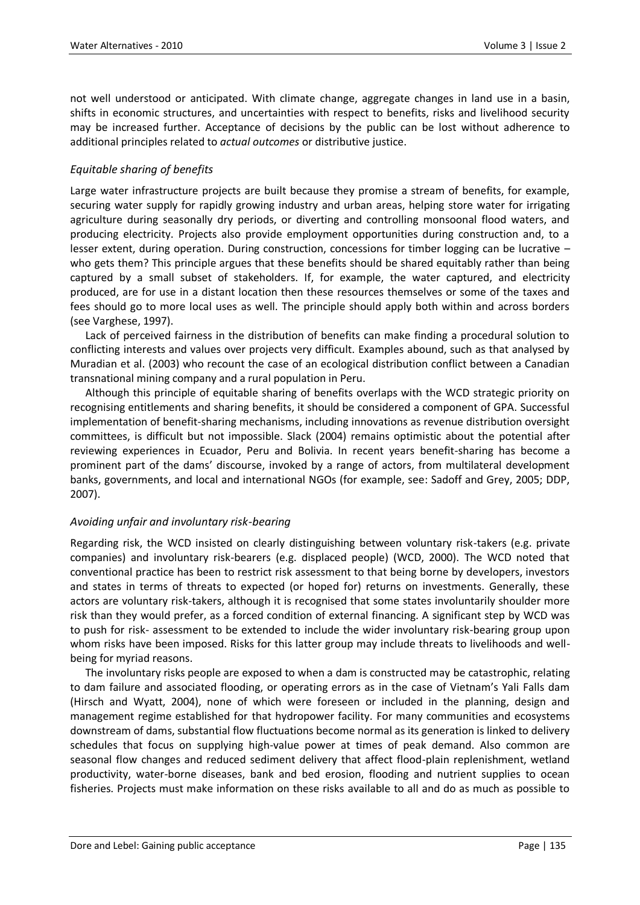not well understood or anticipated. With climate change, aggregate changes in land use in a basin, shifts in economic structures, and uncertainties with respect to benefits, risks and livelihood security may be increased further. Acceptance of decisions by the public can be lost without adherence to additional principles related to *actual outcomes* or distributive justice.

### *Equitable sharing of benefits*

Large water infrastructure projects are built because they promise a stream of benefits, for example, securing water supply for rapidly growing industry and urban areas, helping store water for irrigating agriculture during seasonally dry periods, or diverting and controlling monsoonal flood waters, and producing electricity. Projects also provide employment opportunities during construction and, to a lesser extent, during operation. During construction, concessions for timber logging can be lucrative – who gets them? This principle argues that these benefits should be shared equitably rather than being captured by a small subset of stakeholders. If, for example, the water captured, and electricity produced, are for use in a distant location then these resources themselves or some of the taxes and fees should go to more local uses as well. The principle should apply both within and across borders (see Varghese, 1997).

Lack of perceived fairness in the distribution of benefits can make finding a procedural solution to conflicting interests and values over projects very difficult. Examples abound, such as that analysed by Muradian et al. (2003) who recount the case of an ecological distribution conflict between a Canadian transnational mining company and a rural population in Peru.

Although this principle of equitable sharing of benefits overlaps with the WCD strategic priority on recognising entitlements and sharing benefits, it should be considered a component of GPA. Successful implementation of benefit-sharing mechanisms, including innovations as revenue distribution oversight committees, is difficult but not impossible. Slack (2004) remains optimistic about the potential after reviewing experiences in Ecuador, Peru and Bolivia. In recent years benefit-sharing has become a prominent part of the dams' discourse, invoked by a range of actors, from multilateral development banks, governments, and local and international NGOs (for example, see: Sadoff and Grey, 2005; DDP, 2007).

### *Avoiding unfair and involuntary risk-bearing*

Regarding risk, the WCD insisted on clearly distinguishing between voluntary risk-takers (e.g. private companies) and involuntary risk-bearers (e.g. displaced people) (WCD, 2000). The WCD noted that conventional practice has been to restrict risk assessment to that being borne by developers, investors and states in terms of threats to expected (or hoped for) returns on investments. Generally, these actors are voluntary risk-takers, although it is recognised that some states involuntarily shoulder more risk than they would prefer, as a forced condition of external financing. A significant step by WCD was to push for risk- assessment to be extended to include the wider involuntary risk-bearing group upon whom risks have been imposed. Risks for this latter group may include threats to livelihoods and well-being for myriad reasons.

The involuntary risks people are exposed to when a dam is constructed may be catastrophic, relating to dam failure and associated flooding, or operating errors as in the case of Vietnam's Yali Falls dam (Hirsch and Wyatt, 2004), none of which were foreseen or included in the planning, design and management regime established for that hydropower facility. For many communities and ecosystems downstream of dams, substantial flow fluctuations become normal as its generation is linked to delivery schedules that focus on supplying high-value power at times of peak demand. Also common are seasonal flow changes and reduced sediment delivery that affect flood-plain replenishment, wetland productivity, water-borne diseases, bank and bed erosion, flooding and nutrient supplies to ocean fisheries. Projects must make information on these risks available to all and do as much as possible to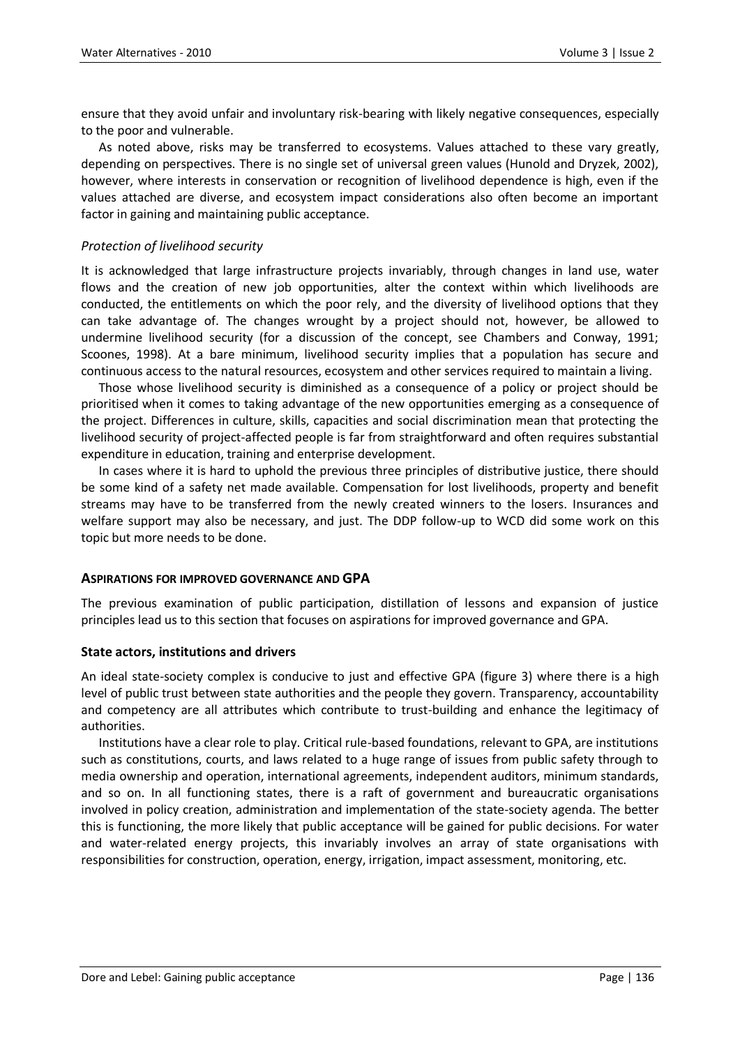ensure that they avoid unfair and involuntary risk-bearing with likely negative consequences, especially to the poor and vulnerable.

As noted above, risks may be transferred to ecosystems. Values attached to these vary greatly, depending on perspectives. There is no single set of universal green values (Hunold and Dryzek, 2002), however, where interests in conservation or recognition of livelihood dependence is high, even if the values attached are diverse, and ecosystem impact considerations also often become an important factor in gaining and maintaining public acceptance.

#### *Protection of livelihood security*

It is acknowledged that large infrastructure projects invariably, through changes in land use, water flows and the creation of new job opportunities, alter the context within which livelihoods are conducted, the entitlements on which the poor rely, and the diversity of livelihood options that they can take advantage of. The changes wrought by a project should not, however, be allowed to undermine livelihood security (for a discussion of the concept, see Chambers and Conway, 1991; Scoones, 1998). At a bare minimum, livelihood security implies that a population has secure and continuous access to the natural resources, ecosystem and other services required to maintain a living.

Those whose livelihood security is diminished as a consequence of a policy or project should be prioritised when it comes to taking advantage of the new opportunities emerging as a consequence of the project. Differences in culture, skills, capacities and social discrimination mean that protecting the livelihood security of project-affected people is far from straightforward and often requires substantial expenditure in education, training and enterprise development.

In cases where it is hard to uphold the previous three principles of distributive justice, there should be some kind of a safety net made available. Compensation for lost livelihoods, property and benefit streams may have to be transferred from the newly created winners to the losers. Insurances and welfare support may also be necessary, and just. The DDP follow-up to WCD did some work on this topic but more needs to be done.

## ASPIRATIONS FOR IMPROVED GOVERNANCE AND GPA

The previous examination of public participation, distillation of lessons and expansion of justice principles lead us to this section that focuses on aspirations for improved governance and GPA.

### State actors, institutions and drivers

An ideal state-society complex is conducive to just and effective GPA (figure 3) where there is a high level of public trust between state authorities and the people they govern. Transparency, accountability and competency are all attributes which contribute to trust-building and enhance the legitimacy of authorities.

Institutions have a clear role to play. Critical rule-based foundations, relevant to GPA, are institutions such as constitutions, courts, and laws related to a huge range of issues from public safety through to media ownership and operation, international agreements, independent auditors, minimum standards, and so on. In all functioning states, there is a raft of government and bureaucratic organisations involved in policy creation, administration and implementation of the state-society agenda. The better this is functioning, the more likely that public acceptance will be gained for public decisions. For water and water-related energy projects, this invariably involves an array of state organisations with responsibilities for construction, operation, energy, irrigation, impact assessment, monitoring, etc.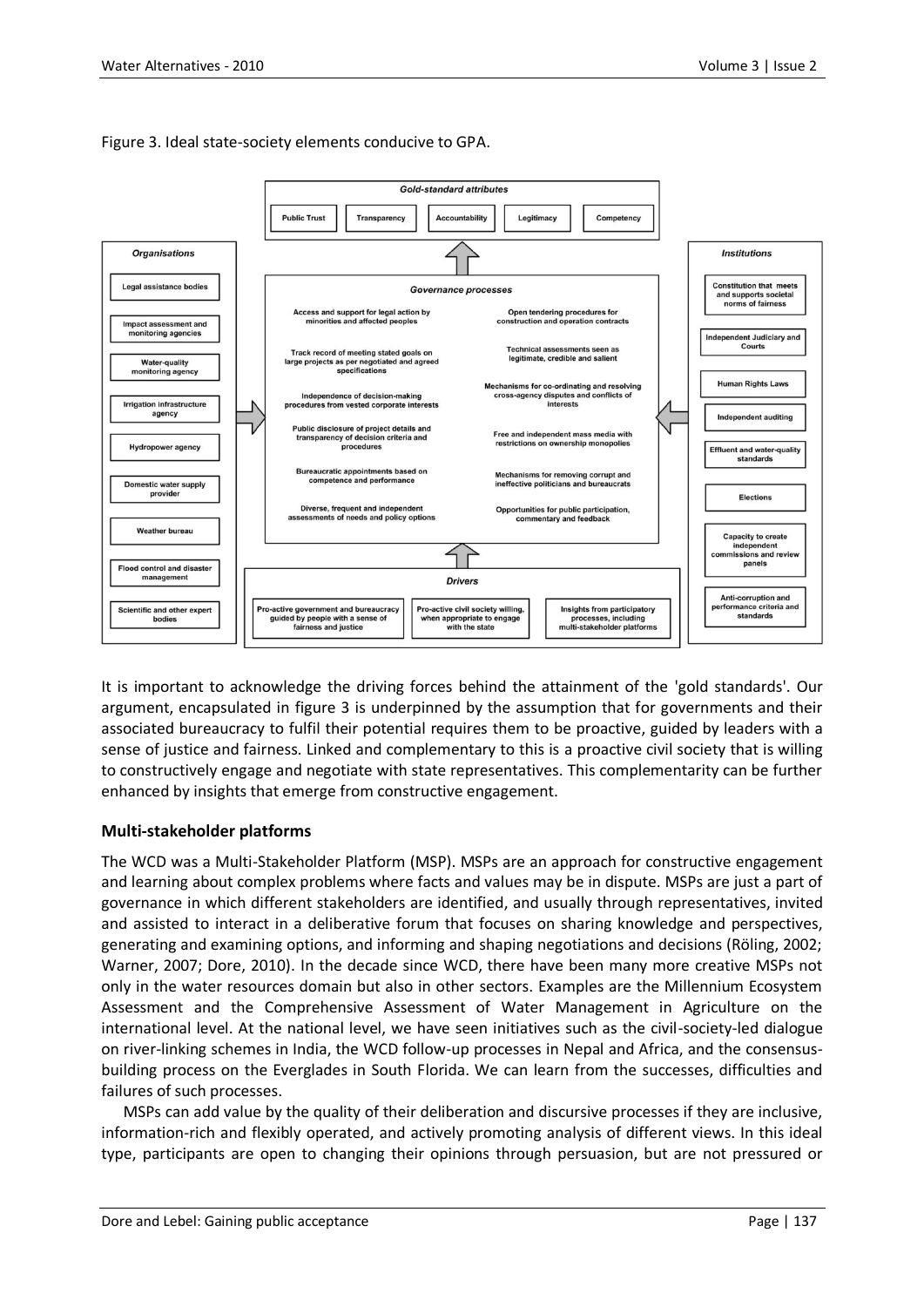Figure 3. Ideal state-society elements conducive to GPA.

**Gold-standard attributes**

- Public Trust
- Transparency
- Accountability
- Legitimacy
- Competency

**Organisations**

- Legal assistance bodies
- Impact assessment and monitoring agencies
- Water-quality monitoring agency
- Irrigation infrastructure agency
- Hydropower agency
- Domestic water supply provider
- Weather bureau
- Flood control and disaster management
- Scientific and other expert bodies

**Governance processes**

- Access and support for legal action by minorities and affected peoples
- Track record of meeting stated goals on large projects as per negotiated and agreed specifications
- Independence of decision-making procedures from vested corporate interests
- Public disclosure of project details and transparency of decision criteria and procedures
- Bureaucratic appointments based on competence and performance
- Diverse, frequent and independent assessments of needs and policy options
- Open tendering procedures for construction and operation contracts
- Technical assessments seen as legitimate, credible and salient
- Mechanisms for co-ordinating and resolving cross-agency disputes and conflicts of interests
- Free and independent mass media with restrictions on ownership monopolies
- Mechanisms for removing corrupt and ineffective politicians and bureaucrats
- Opportunities for public participation, commentary and feedback

**Institutions**

- Constitution that meets and supports societal norms of fairness
- Independent Judiciary and Courts
- Human Rights Laws
- Independent auditing
- Effluent and water-quality standards
- Elections
- Capacity to create independent commissions and review panels
- Anti-corruption and performance criteria and standards

**Drivers**

- Pro-active government and bureaucracy guided by people with a sense of fairness and justice
- Pro-active civil society willing, when appropriate to engage with the state
- Insights from participatory processes, including multi-stakeholder platforms

It is important to acknowledge the driving forces behind the attainment of the 'gold standards'. Our argument, encapsulated in figure 3 is underpinned by the assumption that for governments and their associated bureaucracy to fulfil their potential requires them to be proactive, guided by leaders with a sense of justice and fairness. Linked and complementary to this is a proactive civil society that is willing to constructively engage and negotiate with state representatives. This complementarity can be further enhanced by insights that emerge from constructive engagement.

## Multi-stakeholder platforms

The WCD was a Multi-Stakeholder Platform (MSP). MSPs are an approach for constructive engagement and learning about complex problems where facts and values may be in dispute. MSPs are just a part of governance in which different stakeholders are identified, and usually through representatives, invited and assisted to interact in a deliberative forum that focuses on sharing knowledge and perspectives, generating and examining options, and informing and shaping negotiations and decisions (Röling, 2002; Warner, 2007; Dore, 2010). In the decade since WCD, there have been many more creative MSPs not only in the water resources domain but also in other sectors. Examples are the Millennium Ecosystem Assessment and the Comprehensive Assessment of Water Management in Agriculture on the international level. At the national level, we have seen initiatives such as the civil-society-led dialogue on river-linking schemes in India, the WCD follow-up processes in Nepal and Africa, and the consensus-building process on the Everglades in South Florida. We can learn from the successes, difficulties and failures of such processes.

MSPs can add value by the quality of their deliberation and discursive processes if they are inclusive, information-rich and flexibly operated, and actively promoting analysis of different views. In this ideal type, participants are open to changing their opinions through persuasion, but are not pressured or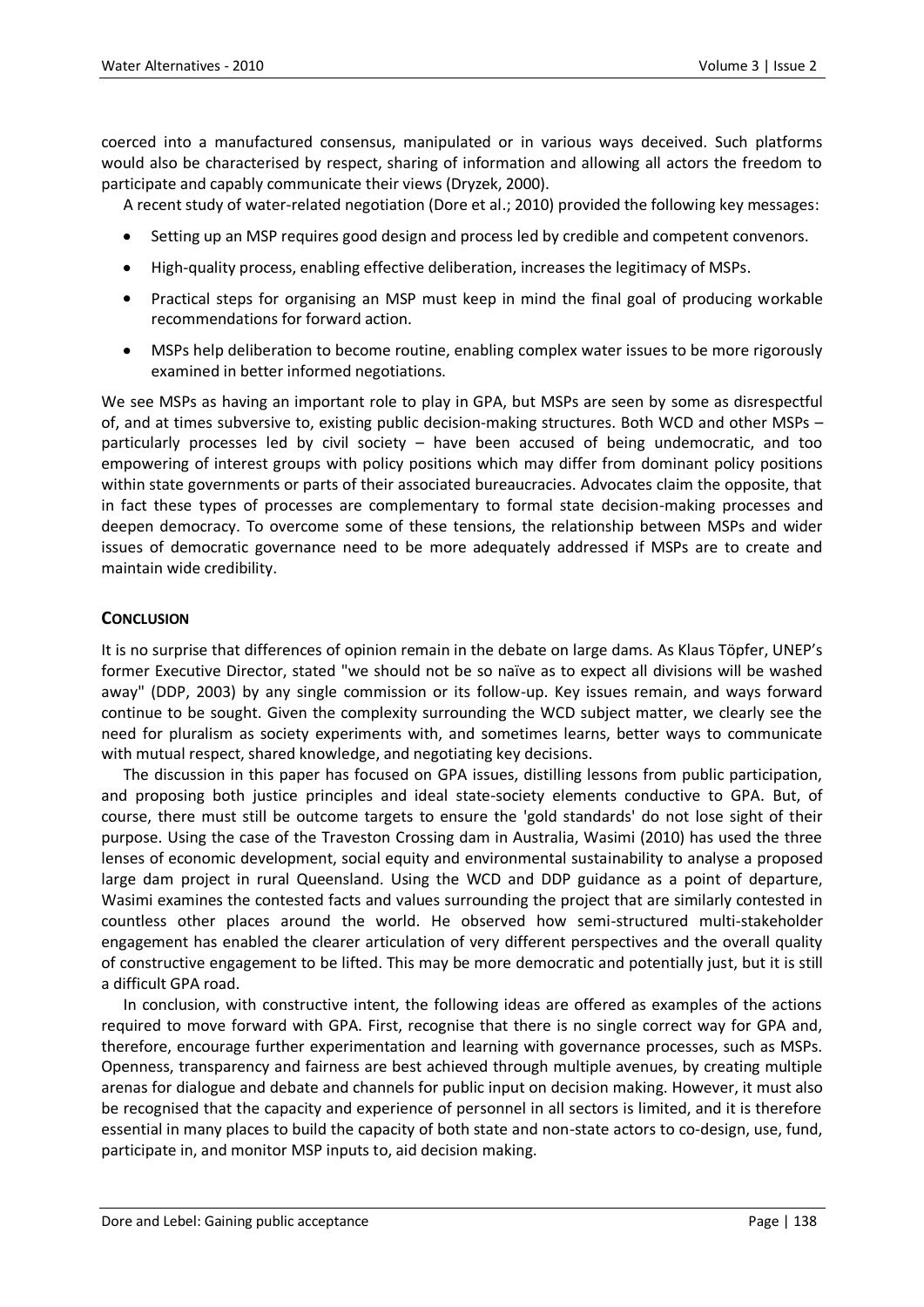coerced into a manufactured consensus, manipulated or in various ways deceived. Such platforms would also be characterised by respect, sharing of information and allowing all actors the freedom to participate and capably communicate their views (Dryzek, 2000).

A recent study of water-related negotiation (Dore et al.; 2010) provided the following key messages:

- Setting up an MSP requires good design and process led by credible and competent convenors.
- High-quality process, enabling effective deliberation, increases the legitimacy of MSPs.
- Practical steps for organising an MSP must keep in mind the final goal of producing workable recommendations for forward action.
- MSPs help deliberation to become routine, enabling complex water issues to be more rigorously examined in better informed negotiations.

We see MSPs as having an important role to play in GPA, but MSPs are seen by some as disrespectful of, and at times subversive to, existing public decision-making structures. Both WCD and other MSPs – particularly processes led by civil society – have been accused of being undemocratic, and too empowering of interest groups with policy positions which may differ from dominant policy positions within state governments or parts of their associated bureaucracies. Advocates claim the opposite, that in fact these types of processes are complementary to formal state decision-making processes and deepen democracy. To overcome some of these tensions, the relationship between MSPs and wider issues of democratic governance need to be more adequately addressed if MSPs are to create and maintain wide credibility.

## Conclusion

It is no surprise that differences of opinion remain in the debate on large dams. As Klaus Töpfer, UNEP's former Executive Director, stated "we should not be so naïve as to expect all divisions will be washed away" (DDP, 2003) by any single commission or its follow-up. Key issues remain, and ways forward continue to be sought. Given the complexity surrounding the WCD subject matter, we clearly see the need for pluralism as society experiments with, and sometimes learns, better ways to communicate with mutual respect, shared knowledge, and negotiating key decisions.

The discussion in this paper has focused on GPA issues, distilling lessons from public participation, and proposing both justice principles and ideal state-society elements conductive to GPA. But, of course, there must still be outcome targets to ensure the 'gold standards' do not lose sight of their purpose. Using the case of the Traveston Crossing dam in Australia, Wasimi (2010) has used the three lenses of economic development, social equity and environmental sustainability to analyse a proposed large dam project in rural Queensland. Using the WCD and DDP guidance as a point of departure, Wasimi examines the contested facts and values surrounding the project that are similarly contested in countless other places around the world. He observed how semi-structured multi-stakeholder engagement has enabled the clearer articulation of very different perspectives and the overall quality of constructive engagement to be lifted. This may be more democratic and potentially just, but it is still a difficult GPA road.

In conclusion, with constructive intent, the following ideas are offered as examples of the actions required to move forward with GPA. First, recognise that there is no single correct way for GPA and, therefore, encourage further experimentation and learning with governance processes, such as MSPs. Openness, transparency and fairness are best achieved through multiple avenues, by creating multiple arenas for dialogue and debate and channels for public input on decision making. However, it must also be recognised that the capacity and experience of personnel in all sectors is limited, and it is therefore essential in many places to build the capacity of both state and non-state actors to co-design, use, fund, participate in, and monitor MSP inputs to, aid decision making.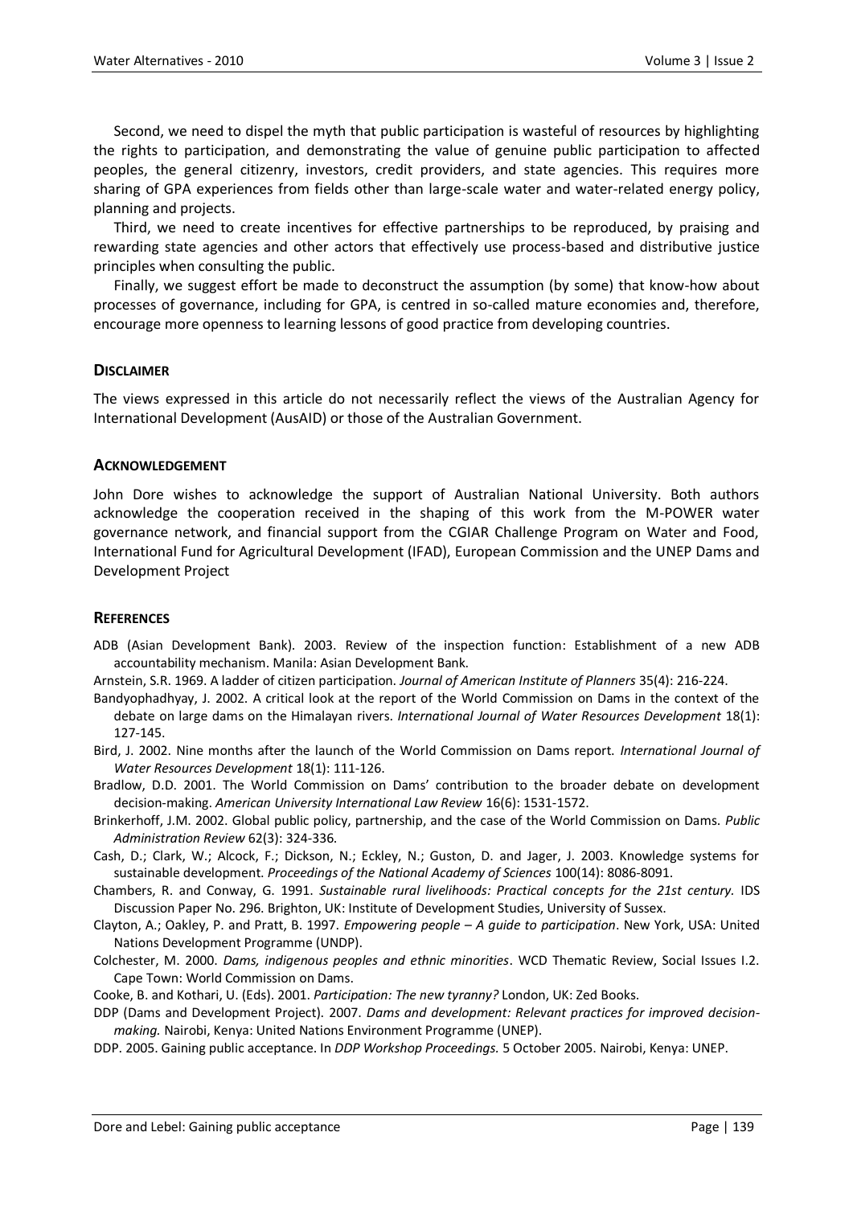Second, we need to dispel the myth that public participation is wasteful of resources by highlighting the rights to participation, and demonstrating the value of genuine public participation to affected peoples, the general citizenry, investors, credit providers, and state agencies. This requires more sharing of GPA experiences from fields other than large-scale water and water-related energy policy, planning and projects.

Third, we need to create incentives for effective partnerships to be reproduced, by praising and rewarding state agencies and other actors that effectively use process-based and distributive justice principles when consulting the public.

Finally, we suggest effort be made to deconstruct the assumption (by some) that know-how about processes of governance, including for GPA, is centred in so-called mature economies and, therefore, encourage more openness to learning lessons of good practice from developing countries.

## Disclaimer

The views expressed in this article do not necessarily reflect the views of the Australian Agency for International Development (AusAID) or those of the Australian Government.

## Acknowledgement

John Dore wishes to acknowledge the support of Australian National University. Both authors acknowledge the cooperation received in the shaping of this work from the M-POWER water governance network, and financial support from the CGIAR Challenge Program on Water and Food, International Fund for Agricultural Development (IFAD), European Commission and the UNEP Dams and Development Project

## References

ADB (Asian Development Bank). 2003. Review of the inspection function: Establishment of a new ADB accountability mechanism. Manila: Asian Development Bank.

Arnstein, S.R. 1969. A ladder of citizen participation. *Journal of American Institute of Planners* 35(4): 216-224.

Bandyophadhyay, J. 2002. A critical look at the report of the World Commission on Dams in the context of the debate on large dams on the Himalayan rivers. *International Journal of Water Resources Development* 18(1): 127-145.

Bird, J. 2002. Nine months after the launch of the World Commission on Dams report. *International Journal of Water Resources Development* 18(1): 111-126.

Bradlow, D.D. 2001. The World Commission on Dams' contribution to the broader debate on development decision-making. *American University International Law Review* 16(6): 1531-1572.

Brinkerhoff, J.M. 2002. Global public policy, partnership, and the case of the World Commission on Dams. *Public Administration Review* 62(3): 324-336.

Cash, D.; Clark, W.; Alcock, F.; Dickson, N.; Eckley, N.; Guston, D. and Jager, J. 2003. Knowledge systems for sustainable development. *Proceedings of the National Academy of Sciences* 100(14): 8086-8091.

Chambers, R. and Conway, G. 1991. *Sustainable rural livelihoods: Practical concepts for the 21st century.* IDS Discussion Paper No. 296. Brighton, UK: Institute of Development Studies, University of Sussex.

Clayton, A.; Oakley, P. and Pratt, B. 1997. *Empowering people – A guide to participation*. New York, USA: United Nations Development Programme (UNDP).

Colchester, M. 2000. *Dams, indigenous peoples and ethnic minorities*. WCD Thematic Review, Social Issues I.2. Cape Town: World Commission on Dams.

Cooke, B. and Kothari, U. (Eds). 2001. *Participation: The new tyranny?* London, UK: Zed Books.

DDP (Dams and Development Project). 2007. *Dams and development: Relevant practices for improved decision-making.* Nairobi, Kenya: United Nations Environment Programme (UNEP).

DDP. 2005. Gaining public acceptance. In *DDP Workshop Proceedings.* 5 October 2005. Nairobi, Kenya: UNEP.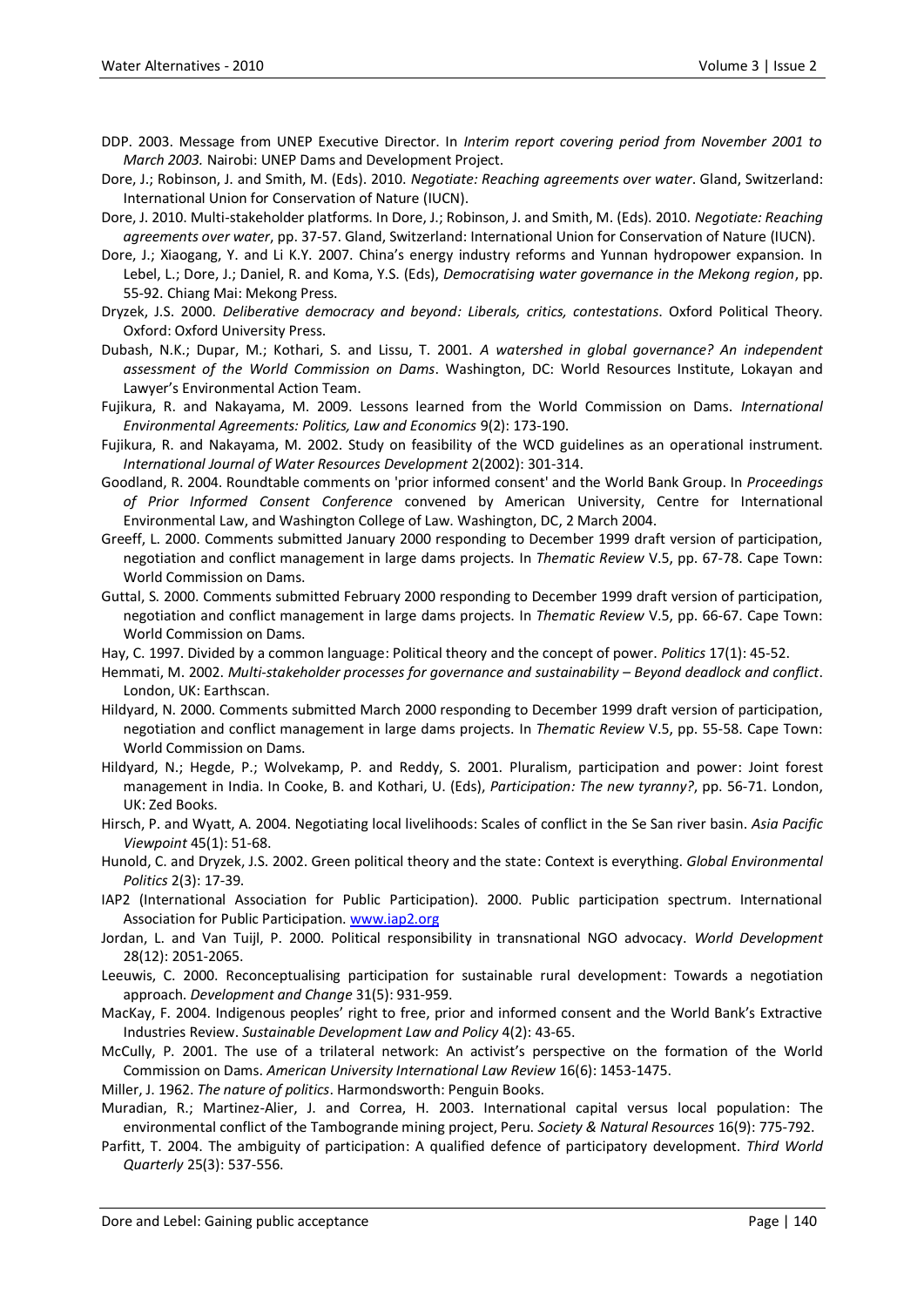DDP. 2003. Message from UNEP Executive Director. In *Interim report covering period from November 2001 to March 2003.* Nairobi: UNEP Dams and Development Project.

Dore, J.; Robinson, J. and Smith, M. (Eds). 2010. *Negotiate: Reaching agreements over water*. Gland, Switzerland: International Union for Conservation of Nature (IUCN).

Dore, J. 2010. Multi-stakeholder platforms. In Dore, J.; Robinson, J. and Smith, M. (Eds). 2010. *Negotiate: Reaching agreements over water*, pp. 37-57. Gland, Switzerland: International Union for Conservation of Nature (IUCN).

Dore, J.; Xiaogang, Y. and Li K.Y. 2007. China's energy industry reforms and Yunnan hydropower expansion. In Lebel, L.; Dore, J.; Daniel, R. and Koma, Y.S. (Eds), *Democratising water governance in the Mekong region*, pp. 55-92. Chiang Mai: Mekong Press.

Dryzek, J.S. 2000. *Deliberative democracy and beyond: Liberals, critics, contestations*. Oxford Political Theory. Oxford: Oxford University Press.

Dubash, N.K.; Dupar, M.; Kothari, S. and Lissu, T. 2001. *A watershed in global governance? An independent assessment of the World Commission on Dams*. Washington, DC: World Resources Institute, Lokayan and Lawyer's Environmental Action Team.

Fujikura, R. and Nakayama, M. 2009. Lessons learned from the World Commission on Dams. *International Environmental Agreements: Politics, Law and Economics* 9(2): 173-190.

Fujikura, R. and Nakayama, M. 2002. Study on feasibility of the WCD guidelines as an operational instrument. *International Journal of Water Resources Development* 2(2002): 301-314.

Goodland, R. 2004. Roundtable comments on 'prior informed consent' and the World Bank Group. In *Proceedings of Prior Informed Consent Conference* convened by American University, Centre for International Environmental Law, and Washington College of Law. Washington, DC, 2 March 2004.

Greeff, L. 2000. Comments submitted January 2000 responding to December 1999 draft version of participation, negotiation and conflict management in large dams projects. In *Thematic Review* V.5, pp. 67-78. Cape Town: World Commission on Dams.

Guttal, S. 2000. Comments submitted February 2000 responding to December 1999 draft version of participation, negotiation and conflict management in large dams projects. In *Thematic Review* V.5, pp. 66-67. Cape Town: World Commission on Dams.

Hay, C. 1997. Divided by a common language: Political theory and the concept of power. *Politics* 17(1): 45-52.

Hemmati, M. 2002. *Multi-stakeholder processes for governance and sustainability – Beyond deadlock and conflict*. London, UK: Earthscan.

Hildyard, N. 2000. Comments submitted March 2000 responding to December 1999 draft version of participation, negotiation and conflict management in large dams projects. In *Thematic Review* V.5, pp. 55-58. Cape Town: World Commission on Dams.

Hildyard, N.; Hegde, P.; Wolvekamp, P. and Reddy, S. 2001. Pluralism, participation and power: Joint forest management in India. In Cooke, B. and Kothari, U. (Eds), *Participation: The new tyranny?*, pp. 56-71. London, UK: Zed Books.

Hirsch, P. and Wyatt, A. 2004. Negotiating local livelihoods: Scales of conflict in the Se San river basin. *Asia Pacific Viewpoint* 45(1): 51-68.

Hunold, C. and Dryzek, J.S. 2002. Green political theory and the state: Context is everything. *Global Environmental Politics* 2(3): 17-39.

IAP2 (International Association for Public Participation). 2000. Public participation spectrum. International Association for Public Participation. www.iap2.org

Jordan, L. and Van Tuijl, P. 2000. Political responsibility in transnational NGO advocacy. *World Development* 28(12): 2051-2065.

Leeuwis, C. 2000. Reconceptualising participation for sustainable rural development: Towards a negotiation approach. *Development and Change* 31(5): 931-959.

MacKay, F. 2004. Indigenous peoples' right to free, prior and informed consent and the World Bank's Extractive Industries Review. *Sustainable Development Law and Policy* 4(2): 43-65.

McCully, P. 2001. The use of a trilateral network: An activist's perspective on the formation of the World Commission on Dams. *American University International Law Review* 16(6): 1453-1475.

Miller, J. 1962. *The nature of politics*. Harmondsworth: Penguin Books.

Muradian, R.; Martinez-Alier, J. and Correa, H. 2003. International capital versus local population: The environmental conflict of the Tambogrande mining project, Peru. *Society & Natural Resources* 16(9): 775-792.

Parfitt, T. 2004. The ambiguity of participation: A qualified defence of participatory development. *Third World Quarterly* 25(3): 537-556.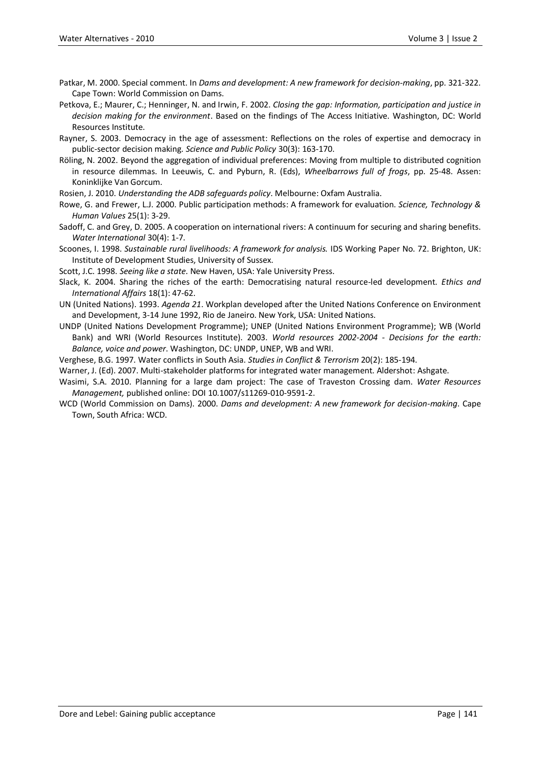Patkar, M. 2000. Special comment. In *Dams and development: A new framework for decision-making*, pp. 321-322. Cape Town: World Commission on Dams.

Petkova, E.; Maurer, C.; Henninger, N. and Irwin, F. 2002. *Closing the gap: Information, participation and justice in decision making for the environment*. Based on the findings of The Access Initiative. Washington, DC: World Resources Institute.

Rayner, S. 2003. Democracy in the age of assessment: Reflections on the roles of expertise and democracy in public-sector decision making. *Science and Public Policy* 30(3): 163-170.

Röling, N. 2002. Beyond the aggregation of individual preferences: Moving from multiple to distributed cognition in resource dilemmas. In Leeuwis, C. and Pyburn, R. (Eds), *Wheelbarrows full of frogs*, pp. 25-48. Assen: Koninklijke Van Gorcum.

Rosien, J. 2010. *Understanding the ADB safeguards policy*. Melbourne: Oxfam Australia.

Rowe, G. and Frewer, L.J. 2000. Public participation methods: A framework for evaluation. *Science, Technology & Human Values* 25(1): 3-29.

Sadoff, C. and Grey, D. 2005. A cooperation on international rivers: A continuum for securing and sharing benefits. *Water International* 30(4): 1-7.

Scoones, I. 1998. *Sustainable rural livelihoods: A framework for analysis.* IDS Working Paper No. 72. Brighton, UK: Institute of Development Studies, University of Sussex.

Scott, J.C. 1998. *Seeing like a state*. New Haven, USA: Yale University Press.

Slack, K. 2004. Sharing the riches of the earth: Democratising natural resource-led development. *Ethics and International Affairs* 18(1): 47-62.

UN (United Nations). 1993. *Agenda 21*. Workplan developed after the United Nations Conference on Environment and Development, 3-14 June 1992, Rio de Janeiro. New York, USA: United Nations.

UNDP (United Nations Development Programme); UNEP (United Nations Environment Programme); WB (World Bank) and WRI (World Resources Institute). 2003. *World resources 2002-2004 - Decisions for the earth: Balance, voice and power*. Washington, DC: UNDP, UNEP, WB and WRI.

Verghese, B.G. 1997. Water conflicts in South Asia. *Studies in Conflict & Terrorism* 20(2): 185-194.

Warner, J. (Ed). 2007. Multi-stakeholder platforms for integrated water management. Aldershot: Ashgate.

Wasimi, S.A. 2010. Planning for a large dam project: The case of Traveston Crossing dam. *Water Resources Management,* published online: DOI 10.1007/s11269-010-9591-2.

WCD (World Commission on Dams). 2000. *Dams and development: A new framework for decision-making*. Cape Town, South Africa: WCD.